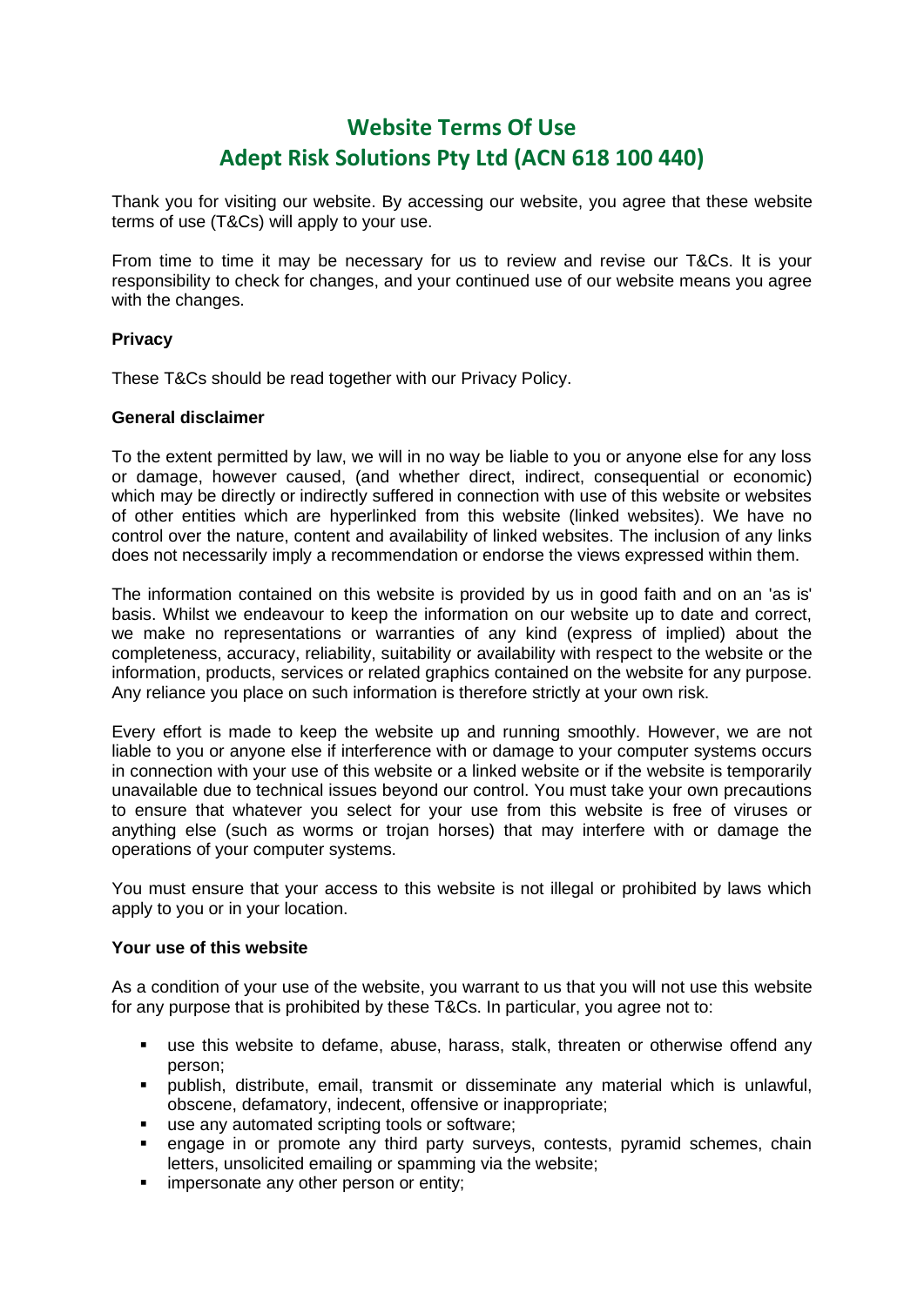# Website Terms Of Use
# Adept Risk Solutions Pty Ltd (ACN 618 100 440)

Thank you for visiting our website. By accessing our website, you agree that these website terms of use (T&Cs) will apply to your use.

From time to time it may be necessary for us to review and revise our T&Cs. It is your responsibility to check for changes, and your continued use of our website means you agree with the changes.

**Privacy**

These T&Cs should be read together with our Privacy Policy.

**General disclaimer**

To the extent permitted by law, we will in no way be liable to you or anyone else for any loss or damage, however caused, (and whether direct, indirect, consequential or economic) which may be directly or indirectly suffered in connection with use of this website or websites of other entities which are hyperlinked from this website (linked websites). We have no control over the nature, content and availability of linked websites. The inclusion of any links does not necessarily imply a recommendation or endorse the views expressed within them.

The information contained on this website is provided by us in good faith and on an 'as is' basis. Whilst we endeavour to keep the information on our website up to date and correct, we make no representations or warranties of any kind (express of implied) about the completeness, accuracy, reliability, suitability or availability with respect to the website or the information, products, services or related graphics contained on the website for any purpose. Any reliance you place on such information is therefore strictly at your own risk.

Every effort is made to keep the website up and running smoothly. However, we are not liable to you or anyone else if interference with or damage to your computer systems occurs in connection with your use of this website or a linked website or if the website is temporarily unavailable due to technical issues beyond our control. You must take your own precautions to ensure that whatever you select for your use from this website is free of viruses or anything else (such as worms or trojan horses) that may interfere with or damage the operations of your computer systems.

You must ensure that your access to this website is not illegal or prohibited by laws which apply to you or in your location.

**Your use of this website**

As a condition of your use of the website, you warrant to us that you will not use this website for any purpose that is prohibited by these T&Cs. In particular, you agree not to:

- use this website to defame, abuse, harass, stalk, threaten or otherwise offend any person;
- publish, distribute, email, transmit or disseminate any material which is unlawful, obscene, defamatory, indecent, offensive or inappropriate;
- use any automated scripting tools or software;
- engage in or promote any third party surveys, contests, pyramid schemes, chain letters, unsolicited emailing or spamming via the website;
- impersonate any other person or entity;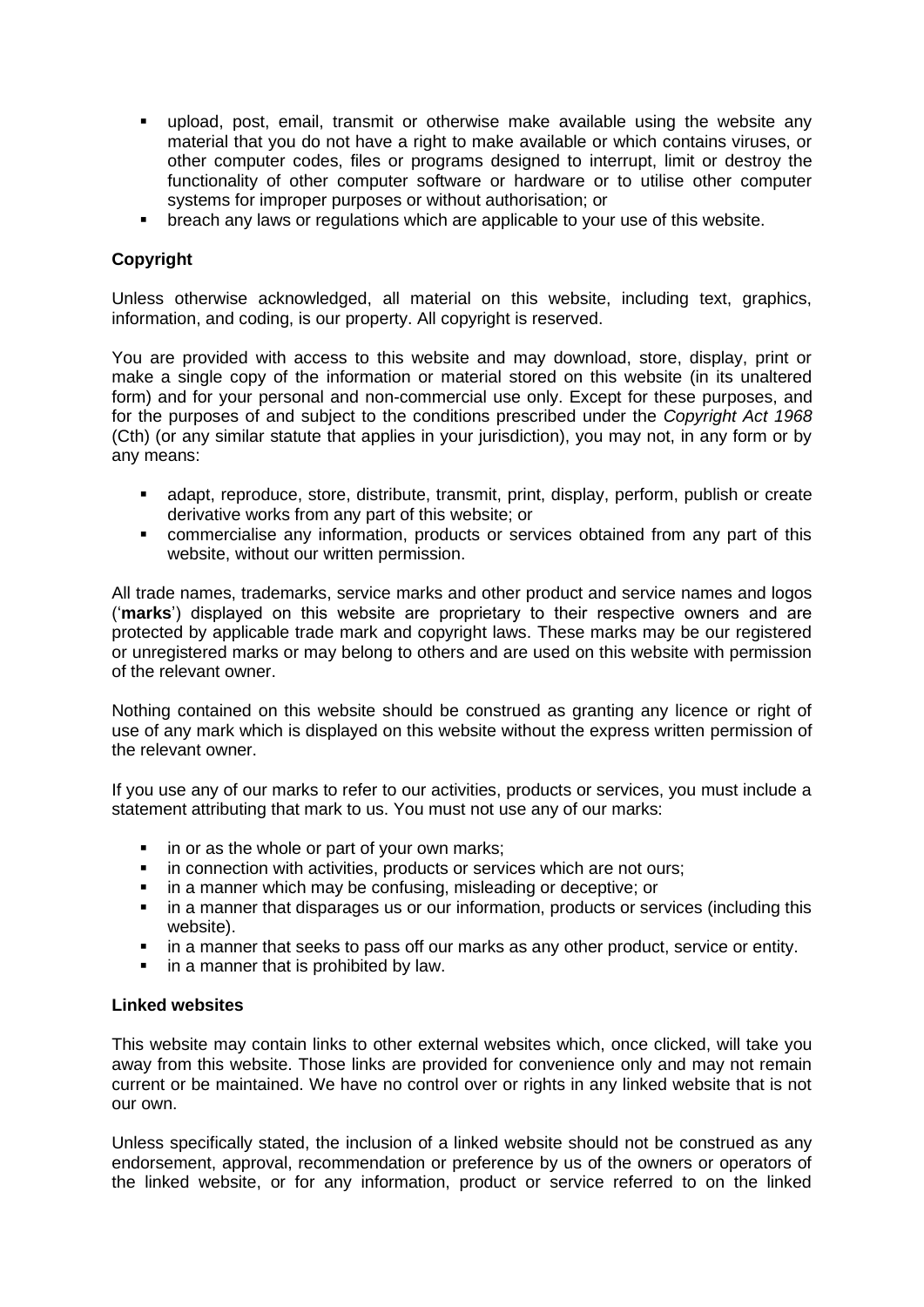- upload, post, email, transmit or otherwise make available using the website any material that you do not have a right to make available or which contains viruses, or other computer codes, files or programs designed to interrupt, limit or destroy the functionality of other computer software or hardware or to utilise other computer systems for improper purposes or without authorisation; or
- breach any laws or regulations which are applicable to your use of this website.

**Copyright**

Unless otherwise acknowledged, all material on this website, including text, graphics, information, and coding, is our property. All copyright is reserved.

You are provided with access to this website and may download, store, display, print or make a single copy of the information or material stored on this website (in its unaltered form) and for your personal and non-commercial use only. Except for these purposes, and for the purposes of and subject to the conditions prescribed under the *Copyright Act 1968* (Cth) (or any similar statute that applies in your jurisdiction), you may not, in any form or by any means:

- adapt, reproduce, store, distribute, transmit, print, display, perform, publish or create derivative works from any part of this website; or
- commercialise any information, products or services obtained from any part of this website, without our written permission.

All trade names, trademarks, service marks and other product and service names and logos ('**marks**') displayed on this website are proprietary to their respective owners and are protected by applicable trade mark and copyright laws. These marks may be our registered or unregistered marks or may belong to others and are used on this website with permission of the relevant owner.

Nothing contained on this website should be construed as granting any licence or right of use of any mark which is displayed on this website without the express written permission of the relevant owner.

If you use any of our marks to refer to our activities, products or services, you must include a statement attributing that mark to us. You must not use any of our marks:

- in or as the whole or part of your own marks;
- in connection with activities, products or services which are not ours;
- in a manner which may be confusing, misleading or deceptive; or
- in a manner that disparages us or our information, products or services (including this website).
- in a manner that seeks to pass off our marks as any other product, service or entity.
- in a manner that is prohibited by law.

**Linked websites**

This website may contain links to other external websites which, once clicked, will take you away from this website. Those links are provided for convenience only and may not remain current or be maintained. We have no control over or rights in any linked website that is not our own.

Unless specifically stated, the inclusion of a linked website should not be construed as any endorsement, approval, recommendation or preference by us of the owners or operators of the linked website, or for any information, product or service referred to on the linked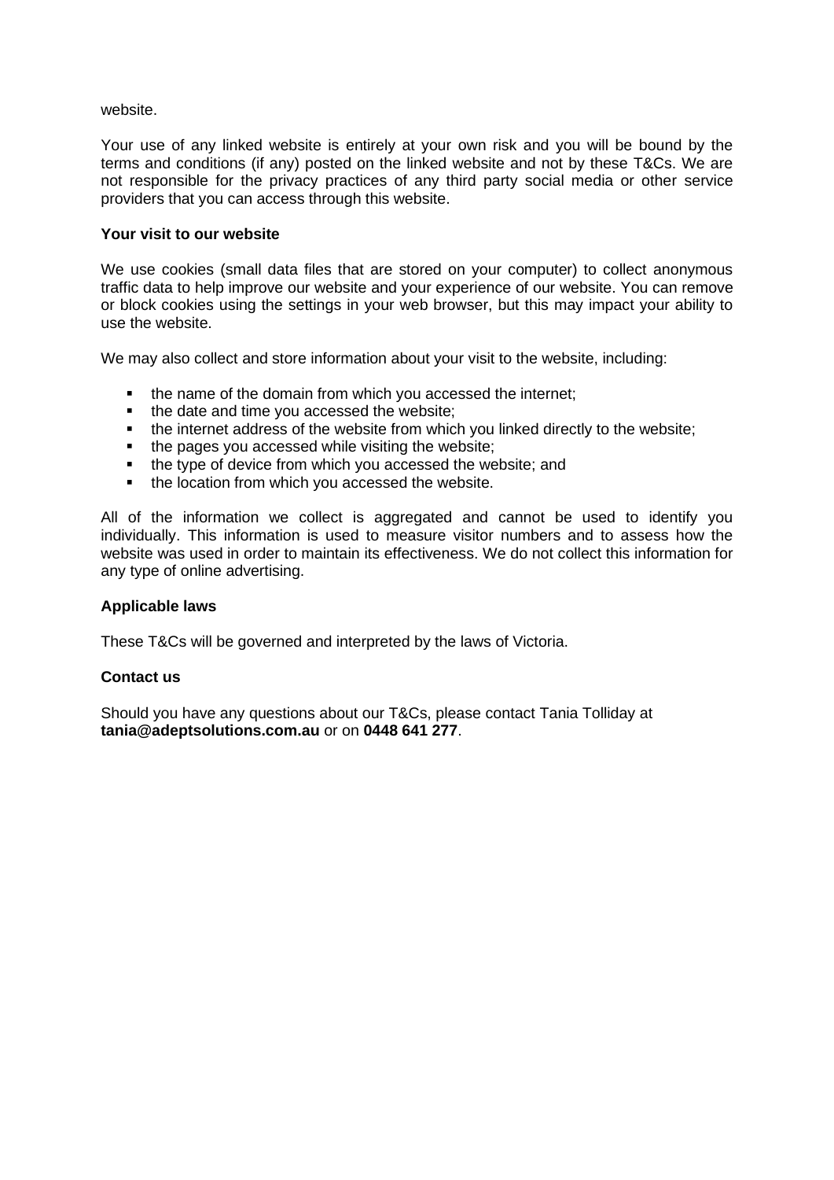website.

Your use of any linked website is entirely at your own risk and you will be bound by the terms and conditions (if any) posted on the linked website and not by these T&Cs. We are not responsible for the privacy practices of any third party social media or other service providers that you can access through this website.

**Your visit to our website**

We use cookies (small data files that are stored on your computer) to collect anonymous traffic data to help improve our website and your experience of our website. You can remove or block cookies using the settings in your web browser, but this may impact your ability to use the website.

We may also collect and store information about your visit to the website, including:

- the name of the domain from which you accessed the internet;
- the date and time you accessed the website;
- the internet address of the website from which you linked directly to the website;
- the pages you accessed while visiting the website;
- the type of device from which you accessed the website; and
- the location from which you accessed the website.

All of the information we collect is aggregated and cannot be used to identify you individually. This information is used to measure visitor numbers and to assess how the website was used in order to maintain its effectiveness. We do not collect this information for any type of online advertising.

**Applicable laws**

These T&Cs will be governed and interpreted by the laws of Victoria.

**Contact us**

Should you have any questions about our T&Cs, please contact Tania Tolliday at **tania@adeptsolutions.com.au** or on **0448 641 277**.